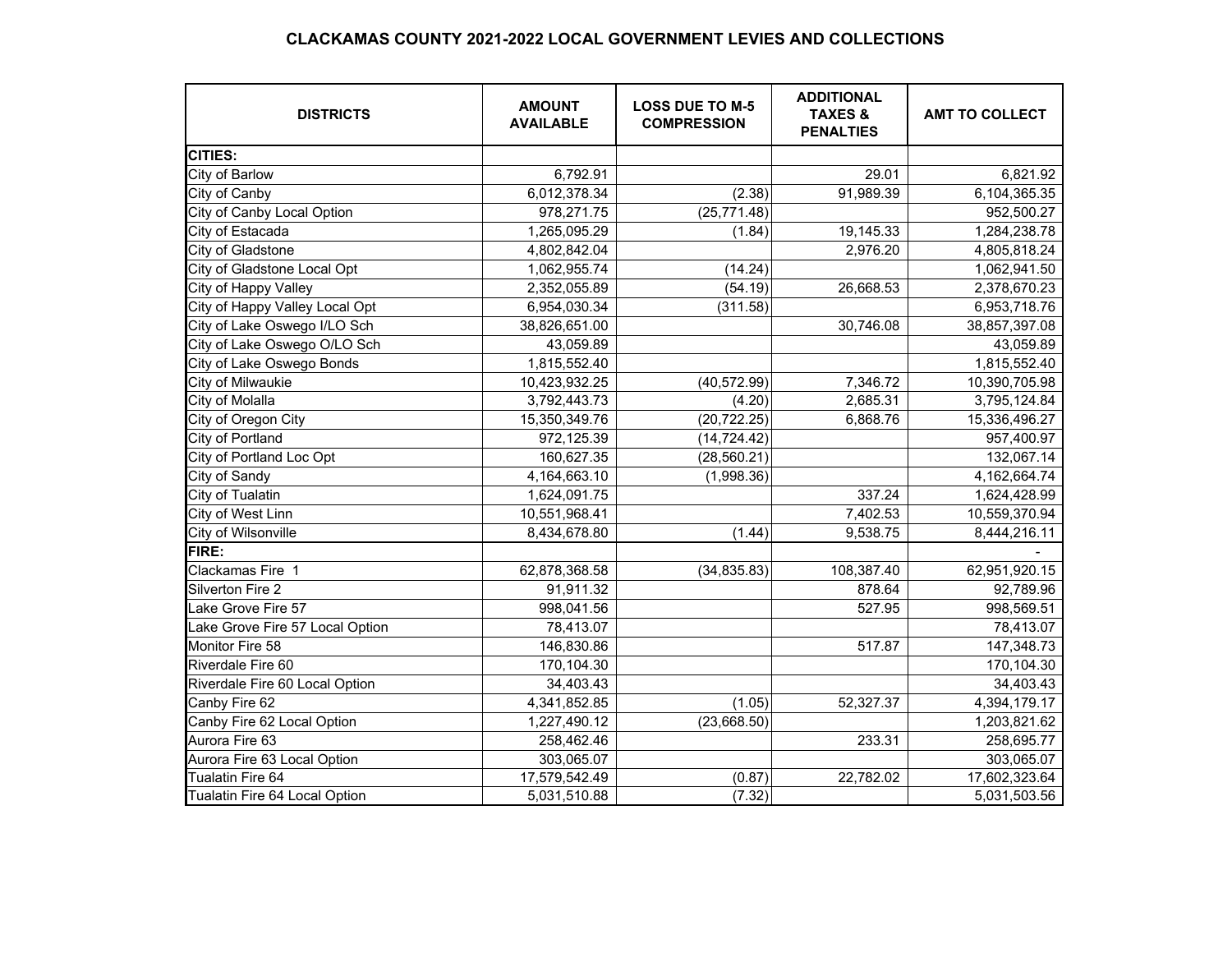# CLACKAMAS COUNTY 2021-2022 LOCAL GOVERNMENT LEVIES AND COLLECTIONS

| DISTRICTS | AMOUNT AVAILABLE | LOSS DUE TO M-5 COMPRESSION | ADDITIONAL TAXES & PENALTIES | AMT TO COLLECT |
|---|---|---|---|---|
| **CITIES:** | | | | |
| City of Barlow | 6,792.91 | | 29.01 | 6,821.92 |
| City of Canby | 6,012,378.34 | (2.38) | 91,989.39 | 6,104,365.35 |
| City of Canby Local Option | 978,271.75 | (25,771.48) | | 952,500.27 |
| City of Estacada | 1,265,095.29 | (1.84) | 19,145.33 | 1,284,238.78 |
| City of Gladstone | 4,802,842.04 | | 2,976.20 | 4,805,818.24 |
| City of Gladstone Local Opt | 1,062,955.74 | (14.24) | | 1,062,941.50 |
| City of Happy Valley | 2,352,055.89 | (54.19) | 26,668.53 | 2,378,670.23 |
| City of Happy Valley Local Opt | 6,954,030.34 | (311.58) | | 6,953,718.76 |
| City of Lake Oswego I/LO Sch | 38,826,651.00 | | 30,746.08 | 38,857,397.08 |
| City of Lake Oswego O/LO Sch | 43,059.89 | | | 43,059.89 |
| City of Lake Oswego Bonds | 1,815,552.40 | | | 1,815,552.40 |
| City of Milwaukie | 10,423,932.25 | (40,572.99) | 7,346.72 | 10,390,705.98 |
| City of Molalla | 3,792,443.73 | (4.20) | 2,685.31 | 3,795,124.84 |
| City of Oregon City | 15,350,349.76 | (20,722.25) | 6,868.76 | 15,336,496.27 |
| City of Portland | 972,125.39 | (14,724.42) | | 957,400.97 |
| City of Portland Loc Opt | 160,627.35 | (28,560.21) | | 132,067.14 |
| City of Sandy | 4,164,663.10 | (1,998.36) | | 4,162,664.74 |
| City of Tualatin | 1,624,091.75 | | 337.24 | 1,624,428.99 |
| City of West Linn | 10,551,968.41 | | 7,402.53 | 10,559,370.94 |
| City of Wilsonville | 8,434,678.80 | (1.44) | 9,538.75 | 8,444,216.11 |
| **FIRE:** | | | | - |
| Clackamas Fire 1 | 62,878,368.58 | (34,835.83) | 108,387.40 | 62,951,920.15 |
| Silverton Fire 2 | 91,911.32 | | 878.64 | 92,789.96 |
| Lake Grove Fire 57 | 998,041.56 | | 527.95 | 998,569.51 |
| Lake Grove Fire 57 Local Option | 78,413.07 | | | 78,413.07 |
| Monitor Fire 58 | 146,830.86 | | 517.87 | 147,348.73 |
| Riverdale Fire 60 | 170,104.30 | | | 170,104.30 |
| Riverdale Fire 60 Local Option | 34,403.43 | | | 34,403.43 |
| Canby Fire 62 | 4,341,852.85 | (1.05) | 52,327.37 | 4,394,179.17 |
| Canby Fire 62 Local Option | 1,227,490.12 | (23,668.50) | | 1,203,821.62 |
| Aurora Fire 63 | 258,462.46 | | 233.31 | 258,695.77 |
| Aurora Fire 63 Local Option | 303,065.07 | | | 303,065.07 |
| Tualatin Fire 64 | 17,579,542.49 | (0.87) | 22,782.02 | 17,602,323.64 |
| Tualatin Fire 64 Local Option | 5,031,510.88 | (7.32) | | 5,031,503.56 |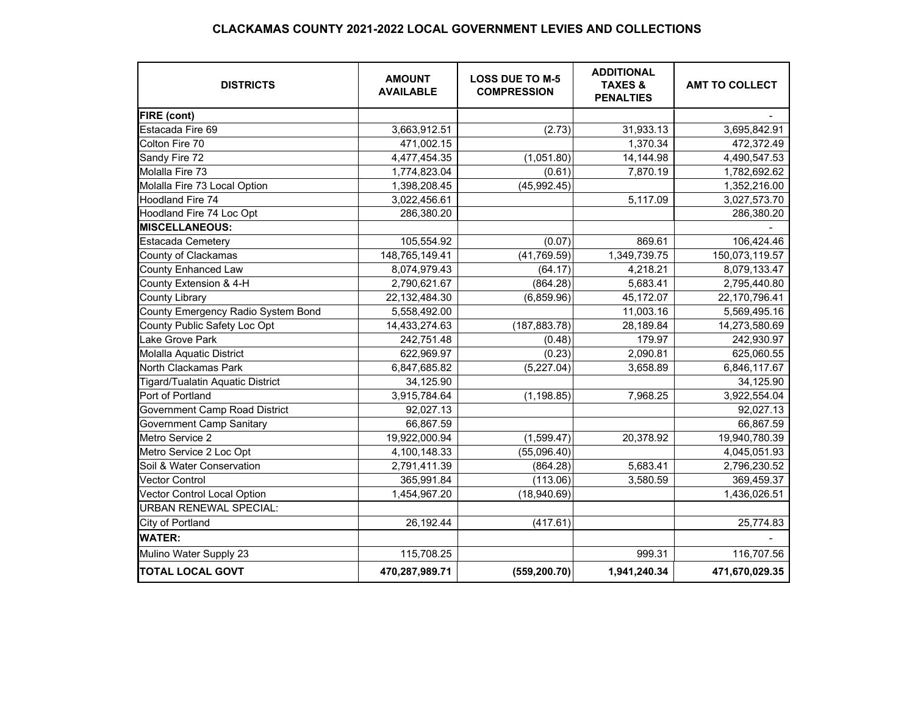# CLACKAMAS COUNTY 2021-2022 LOCAL GOVERNMENT LEVIES AND COLLECTIONS

| DISTRICTS | AMOUNT AVAILABLE | LOSS DUE TO M-5 COMPRESSION | ADDITIONAL TAXES & PENALTIES | AMT TO COLLECT |
|---|---|---|---|---|
| **FIRE (cont)** | | | | - |
| Estacada Fire 69 | 3,663,912.51 | (2.73) | 31,933.13 | 3,695,842.91 |
| Colton Fire 70 | 471,002.15 | | 1,370.34 | 472,372.49 |
| Sandy Fire 72 | 4,477,454.35 | (1,051.80) | 14,144.98 | 4,490,547.53 |
| Molalla Fire 73 | 1,774,823.04 | (0.61) | 7,870.19 | 1,782,692.62 |
| Molalla Fire 73 Local Option | 1,398,208.45 | (45,992.45) | | 1,352,216.00 |
| Hoodland Fire 74 | 3,022,456.61 | | 5,117.09 | 3,027,573.70 |
| Hoodland Fire 74 Loc Opt | 286,380.20 | | | 286,380.20 |
| **MISCELLANEOUS:** | | | | - |
| Estacada Cemetery | 105,554.92 | (0.07) | 869.61 | 106,424.46 |
| County of Clackamas | 148,765,149.41 | (41,769.59) | 1,349,739.75 | 150,073,119.57 |
| County Enhanced Law | 8,074,979.43 | (64.17) | 4,218.21 | 8,079,133.47 |
| County Extension & 4-H | 2,790,621.67 | (864.28) | 5,683.41 | 2,795,440.80 |
| County Library | 22,132,484.30 | (6,859.96) | 45,172.07 | 22,170,796.41 |
| County Emergency Radio System Bond | 5,558,492.00 | | 11,003.16 | 5,569,495.16 |
| County Public Safety Loc Opt | 14,433,274.63 | (187,883.78) | 28,189.84 | 14,273,580.69 |
| Lake Grove Park | 242,751.48 | (0.48) | 179.97 | 242,930.97 |
| Molalla Aquatic District | 622,969.97 | (0.23) | 2,090.81 | 625,060.55 |
| North Clackamas Park | 6,847,685.82 | (5,227.04) | 3,658.89 | 6,846,117.67 |
| Tigard/Tualatin Aquatic District | 34,125.90 | | | 34,125.90 |
| Port of Portland | 3,915,784.64 | (1,198.85) | 7,968.25 | 3,922,554.04 |
| Government Camp Road District | 92,027.13 | | | 92,027.13 |
| Government Camp Sanitary | 66,867.59 | | | 66,867.59 |
| Metro Service 2 | 19,922,000.94 | (1,599.47) | 20,378.92 | 19,940,780.39 |
| Metro Service 2 Loc Opt | 4,100,148.33 | (55,096.40) | | 4,045,051.93 |
| Soil & Water Conservation | 2,791,411.39 | (864.28) | 5,683.41 | 2,796,230.52 |
| Vector Control | 365,991.84 | (113.06) | 3,580.59 | 369,459.37 |
| Vector Control Local Option | 1,454,967.20 | (18,940.69) | | 1,436,026.51 |
| URBAN RENEWAL SPECIAL: | | | | |
| City of Portland | 26,192.44 | (417.61) | | 25,774.83 |
| **WATER:** | | | | - |
| Mulino Water Supply 23 | 115,708.25 | | 999.31 | 116,707.56 |
| **TOTAL LOCAL GOVT** | **470,287,989.71** | **(559,200.70)** | **1,941,240.34** | **471,670,029.35** |